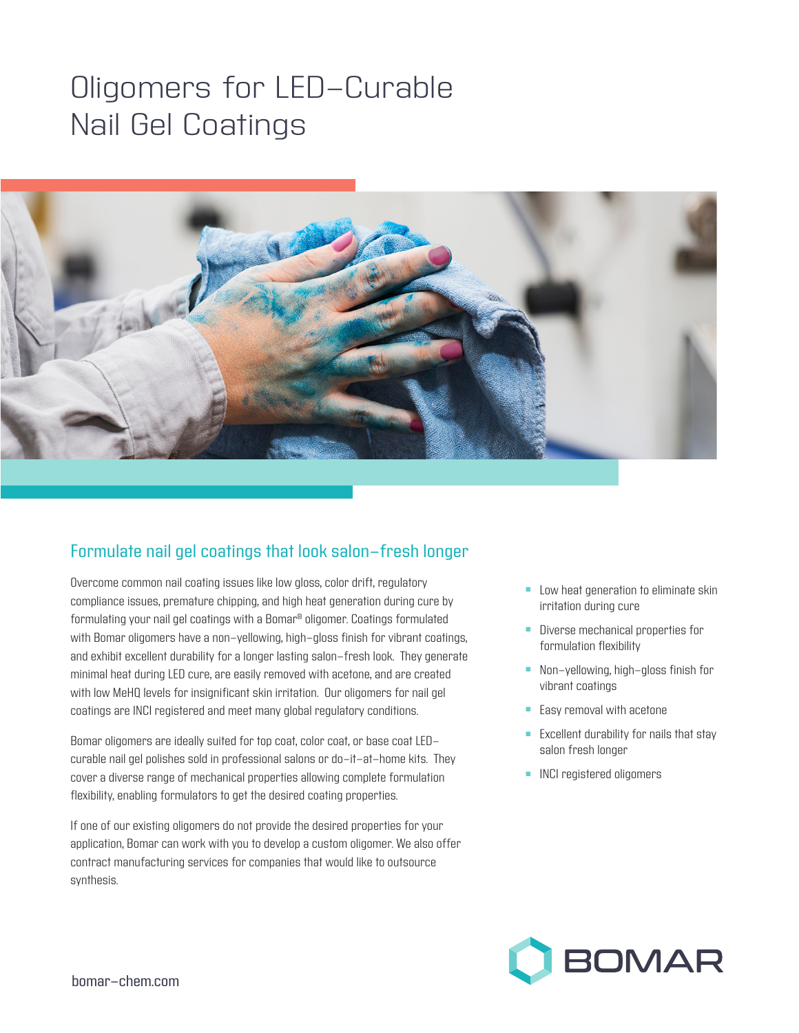# Oligomers for LED-Curable Nail Gel Coatings

## Formulate nail gel coatings that look salon-fresh longer

Overcome common nail coating issues like low gloss, color drift, regulatory compliance issues, premature chipping, and high heat generation during cure by formulating your nail gel coatings with a Bomar® oligomer. Coatings formulated with Bomar oligomers have a non-yellowing, high-gloss finish for vibrant coatings, and exhibit excellent durability for a longer lasting salon-fresh look. They generate minimal heat during LED cure, are easily removed with acetone, and are created with low MeHQ levels for insignificant skin irritation. Our oligomers for nail gel coatings are INCI registered and meet many global regulatory conditions.

Bomar oligomers are ideally suited for top coat, color coat, or base coat LED-curable nail gel polishes sold in professional salons or do-it-at-home kits. They cover a diverse range of mechanical properties allowing complete formulation flexibility, enabling formulators to get the desired coating properties.

If one of our existing oligomers do not provide the desired properties for your application, Bomar can work with you to develop a custom oligomer. We also offer contract manufacturing services for companies that would like to outsource synthesis.

- Low heat generation to eliminate skin irritation during cure
- Diverse mechanical properties for formulation flexibility
- Non-yellowing, high-gloss finish for vibrant coatings
- Easy removal with acetone
- Excellent durability for nails that stay salon fresh longer
- INCI registered oligomers

BOMAR

bomar-chem.com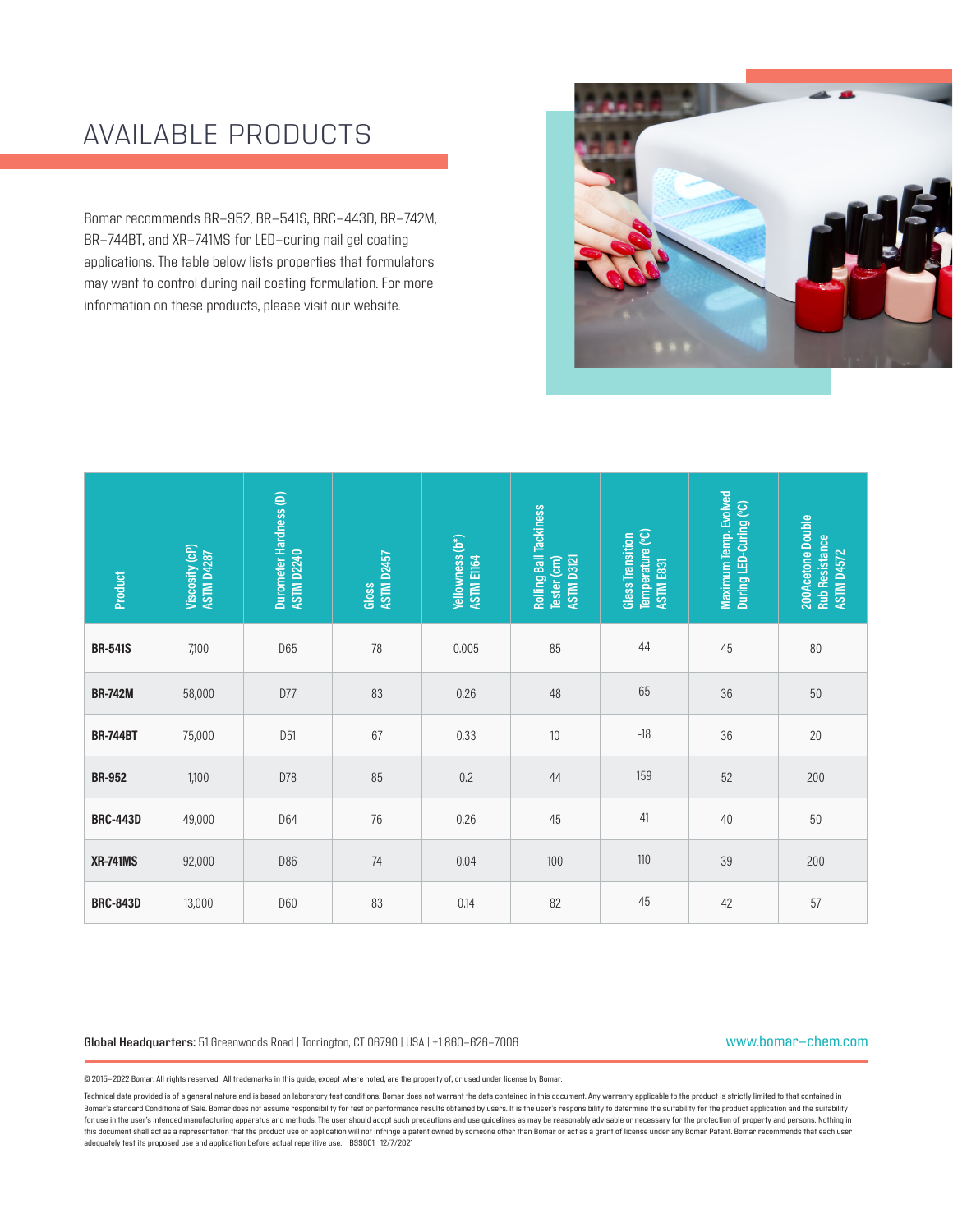# AVAILABLE PRODUCTS

Bomar recommends BR–952, BR–541S, BRC–443D, BR–742M, BR–744BT, and XR–741MS for LED–curing nail gel coating applications. The table below lists properties that formulators may want to control during nail coating formulation. For more information on these products, please visit our website.

| Product | Viscosity (cP) ASTM D4287 | Durometer Hardness (D) ASTM D2240 | Gloss ASTM D2457 | Yellowness (b*) ASTM E1164 | Rolling Ball Tackiness Tester (cm) ASTM D3121 | Glass Transition Temperature (ºC) ASTM E831 | Maximum Temp. Evolved During LED-Curing (ºC) | 200Acetone Double Rub Resistance ASTM D4572 |
|---|---|---|---|---|---|---|---|---|
| **BR-541S** | 7,100 | D65 | 78 | 0.005 | 85 | 44 | 45 | 80 |
| **BR-742M** | 58,000 | D77 | 83 | 0.26 | 48 | 65 | 36 | 50 |
| **BR-744BT** | 75,000 | D51 | 67 | 0.33 | 10 | -18 | 36 | 20 |
| **BR-952** | 1,100 | D78 | 85 | 0.2 | 44 | 159 | 52 | 200 |
| **BRC-443D** | 49,000 | D64 | 76 | 0.26 | 45 | 41 | 40 | 50 |
| **XR-741MS** | 92,000 | D86 | 74 | 0.04 | 100 | 110 | 39 | 200 |
| **BRC-843D** | 13,000 | D60 | 83 | 0.14 | 82 | 45 | 42 | 57 |

**Global Headquarters:** 51 Greenwoods Road | Torrington, CT 06790 | USA | +1 860–626–7006

www.bomar–chem.com

© 2015–2022 Bomar. All rights reserved. All trademarks in this guide, except where noted, are the property of, or used under license by Bomar.

Technical data provided is of a general nature and is based on laboratory test conditions. Bomar does not warrant the data contained in this document. Any warranty applicable to the product is strictly limited to that contained in Bomar's standard Conditions of Sale. Bomar does not assume responsibility for test or performance results obtained by users. It is the user's responsibility to determine the suitability for the product application and the suitability for use in the user's intended manufacturing apparatus and methods. The user should adopt such precautions and use guidelines as may be reasonably advisable or necessary for the protection of property and persons. Nothing in this document shall act as a representation that the product use or application will not infringe a patent owned by someone other than Bomar or act as a grant of license under any Bomar Patent. Bomar recommends that each user adequately test its proposed use and application before actual repetitive use. BSS001 12/7/2021